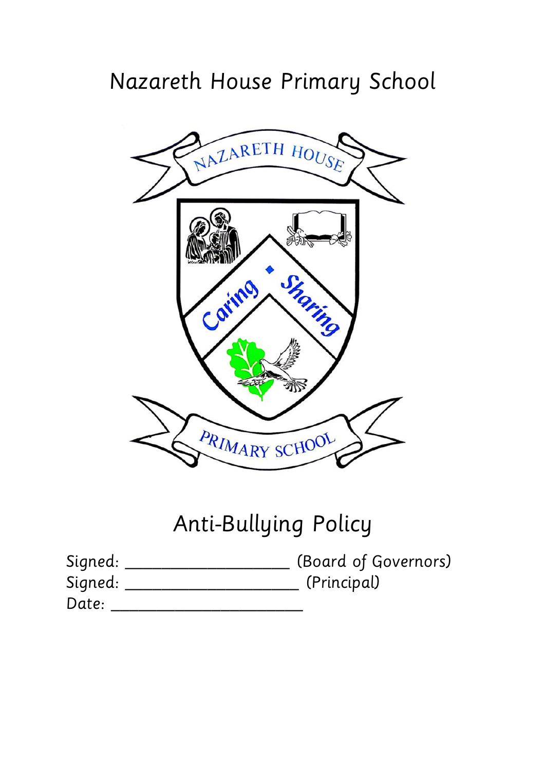# Nazareth House Primary School

# Anti-Bullying Policy

Signed: ____________________ (Board of Governors)
Signed: _____________________ (Principal)
Date: _______________________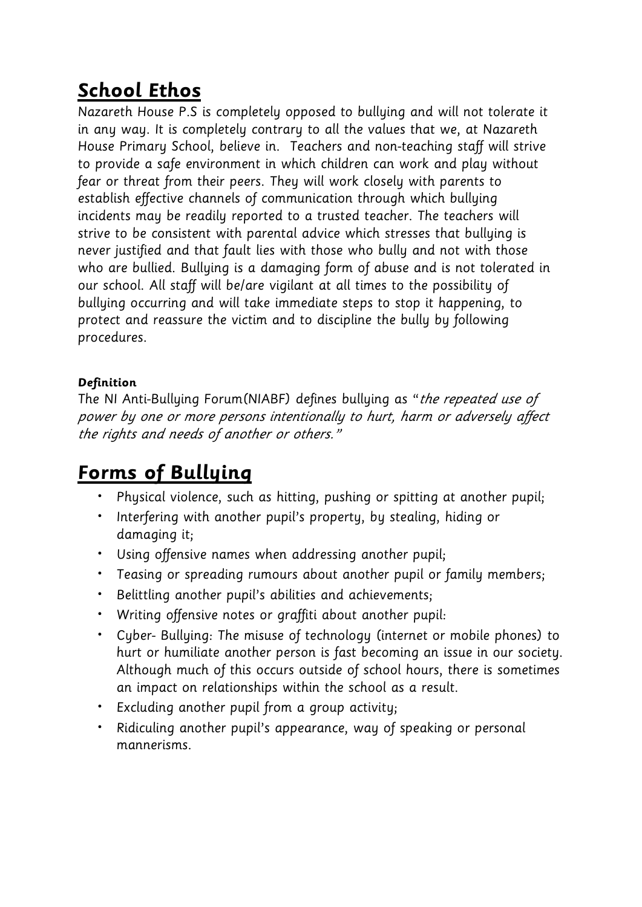## School Ethos

Nazareth House P.S is completely opposed to bullying and will not tolerate it in any way. It is completely contrary to all the values that we, at Nazareth House Primary School, believe in. Teachers and non-teaching staff will strive to provide a safe environment in which children can work and play without fear or threat from their peers. They will work closely with parents to establish effective channels of communication through which bullying incidents may be readily reported to a trusted teacher. The teachers will strive to be consistent with parental advice which stresses that bullying is never justified and that fault lies with those who bully and not with those who are bullied. Bullying is a damaging form of abuse and is not tolerated in our school. All staff will be/are vigilant at all times to the possibility of bullying occurring and will take immediate steps to stop it happening, to protect and reassure the victim and to discipline the bully by following procedures.

**Definition**

The NI Anti-Bullying Forum(NIABF) defines bullying as "*the repeated use of power by one or more persons intentionally to hurt, harm or adversely affect the rights and needs of another or others.*"

## Forms of Bullying

- Physical violence, such as hitting, pushing or spitting at another pupil;
- Interfering with another pupil's property, by stealing, hiding or damaging it;
- Using offensive names when addressing another pupil;
- Teasing or spreading rumours about another pupil or family members;
- Belittling another pupil's abilities and achievements;
- Writing offensive notes or graffiti about another pupil:
- Cyber- Bullying: The misuse of technology (internet or mobile phones) to hurt or humiliate another person is fast becoming an issue in our society. Although much of this occurs outside of school hours, there is sometimes an impact on relationships within the school as a result.
- Excluding another pupil from a group activity;
- Ridiculing another pupil's appearance, way of speaking or personal mannerisms.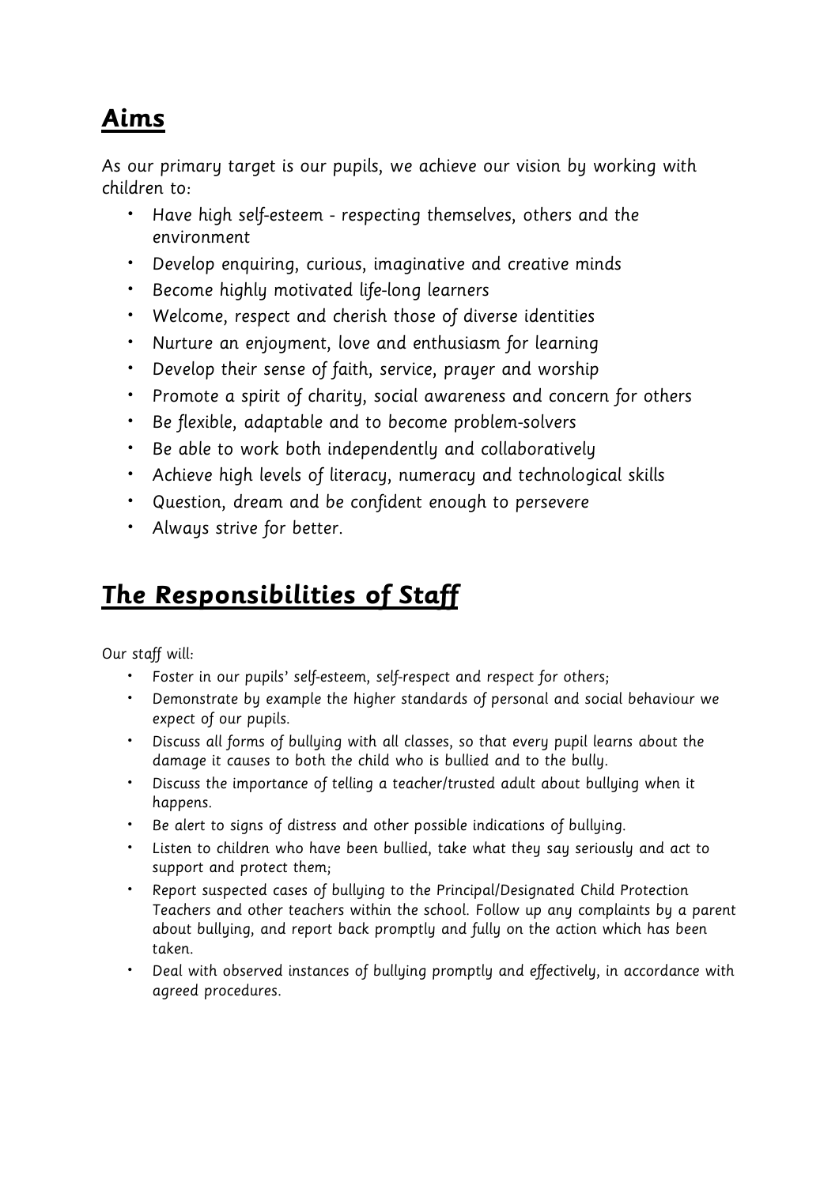## **Aims**

As our primary target is our pupils, we achieve our vision by working with children to:

- Have high self-esteem - respecting themselves, others and the environment
- Develop enquiring, curious, imaginative and creative minds
- Become highly motivated life-long learners
- Welcome, respect and cherish those of diverse identities
- Nurture an enjoyment, love and enthusiasm for learning
- Develop their sense of faith, service, prayer and worship
- Promote a spirit of charity, social awareness and concern for others
- Be flexible, adaptable and to become problem-solvers
- Be able to work both independently and collaboratively
- Achieve high levels of literacy, numeracy and technological skills
- Question, dream and be confident enough to persevere
- Always strive for better.

## ***The Responsibilities of Staff***

Our staff will:

- Foster in our pupils' self-esteem, self-respect and respect for others;
- Demonstrate by example the higher standards of personal and social behaviour we expect of our pupils.
- Discuss all forms of bullying with all classes, so that every pupil learns about the damage it causes to both the child who is bullied and to the bully.
- Discuss the importance of telling a teacher/trusted adult about bullying when it happens.
- Be alert to signs of distress and other possible indications of bullying.
- Listen to children who have been bullied, take what they say seriously and act to support and protect them;
- Report suspected cases of bullying to the Principal/Designated Child Protection Teachers and other teachers within the school. Follow up any complaints by a parent about bullying, and report back promptly and fully on the action which has been taken.
- Deal with observed instances of bullying promptly and effectively, in accordance with agreed procedures.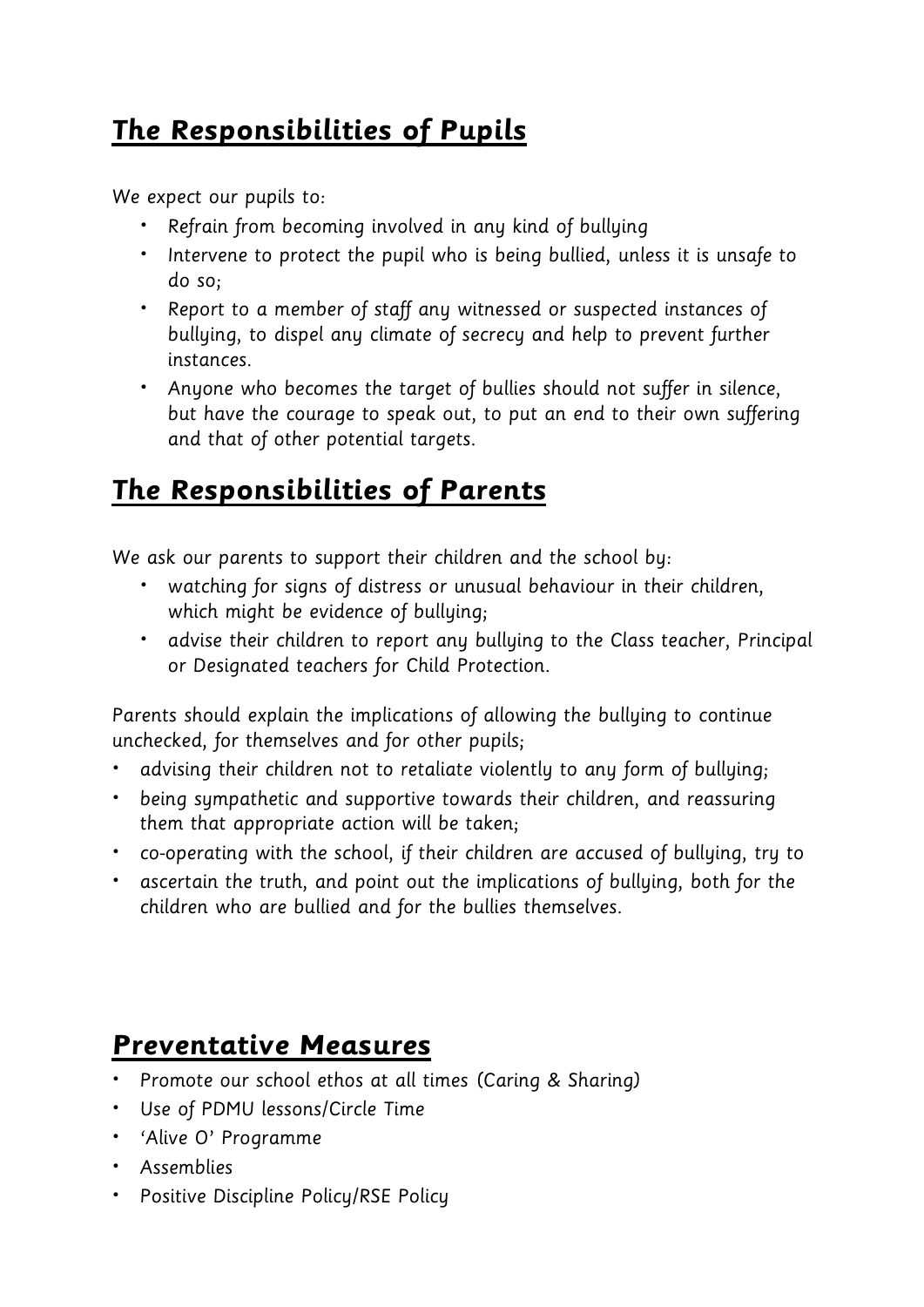## ***The Responsibilities of Pupils***

*We expect our pupils to:*

- *Refrain from becoming involved in any kind of bullying*
- *Intervene to protect the pupil who is being bullied, unless it is unsafe to do so;*
- *Report to a member of staff any witnessed or suspected instances of bullying, to dispel any climate of secrecy and help to prevent further instances.*
- *Anyone who becomes the target of bullies should not suffer in silence, but have the courage to speak out, to put an end to their own suffering and that of other potential targets.*

## ***The Responsibilities of Parents***

*We ask our parents to support their children and the school by:*

- *watching for signs of distress or unusual behaviour in their children, which might be evidence of bullying;*
- *advise their children to report any bullying to the Class teacher, Principal or Designated teachers for Child Protection.*

*Parents should explain the implications of allowing the bullying to continue unchecked, for themselves and for other pupils;*

- *advising their children not to retaliate violently to any form of bullying;*
- *being sympathetic and supportive towards their children, and reassuring them that appropriate action will be taken;*
- *co-operating with the school, if their children are accused of bullying, try to*
- *ascertain the truth, and point out the implications of bullying, both for the children who are bullied and for the bullies themselves.*

## ***Preventative Measures***

- *Promote our school ethos at all times (Caring & Sharing)*
- *Use of PDMU lessons/Circle Time*
- *'Alive O' Programme*
- *Assemblies*
- *Positive Discipline Policy/RSE Policy*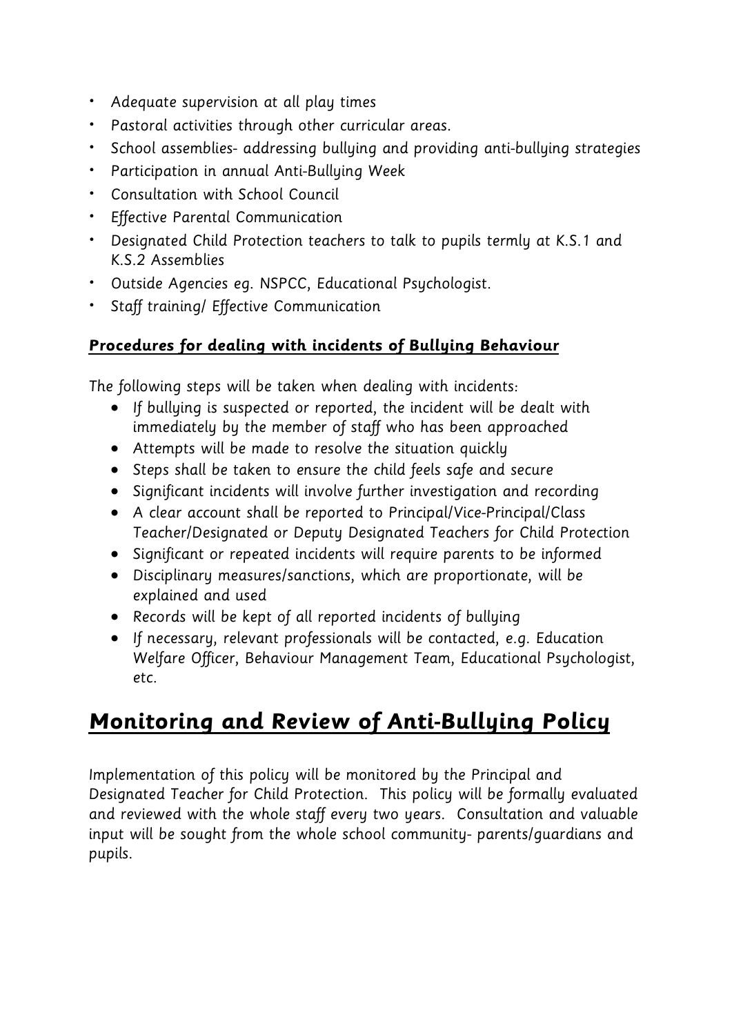- Adequate supervision at all play times
- Pastoral activities through other curricular areas.
- School assemblies- addressing bullying and providing anti-bullying strategies
- Participation in annual Anti-Bullying Week
- Consultation with School Council
- Effective Parental Communication
- Designated Child Protection teachers to talk to pupils termly at K.S.1 and K.S.2 Assemblies
- Outside Agencies eg. NSPCC, Educational Psychologist.
- Staff training/ Effective Communication

**Procedures for dealing with incidents of Bullying Behaviour**

*The following steps will be taken when dealing with incidents:*

- *If bullying is suspected or reported, the incident will be dealt with immediately by the member of staff who has been approached*
- *Attempts will be made to resolve the situation quickly*
- *Steps shall be taken to ensure the child feels safe and secure*
- *Significant incidents will involve further investigation and recording*
- *A clear account shall be reported to Principal/Vice-Principal/Class Teacher/Designated or Deputy Designated Teachers for Child Protection*
- *Significant or repeated incidents will require parents to be informed*
- *Disciplinary measures/sanctions, which are proportionate, will be explained and used*
- *Records will be kept of all reported incidents of bullying*
- *If necessary, relevant professionals will be contacted, e.g. Education Welfare Officer, Behaviour Management Team, Educational Psychologist, etc.*

# Monitoring and Review of Anti-Bullying Policy

*Implementation of this policy will be monitored by the Principal and Designated Teacher for Child Protection. This policy will be formally evaluated and reviewed with the whole staff every two years. Consultation and valuable input will be sought from the whole school community- parents/guardians and pupils.*